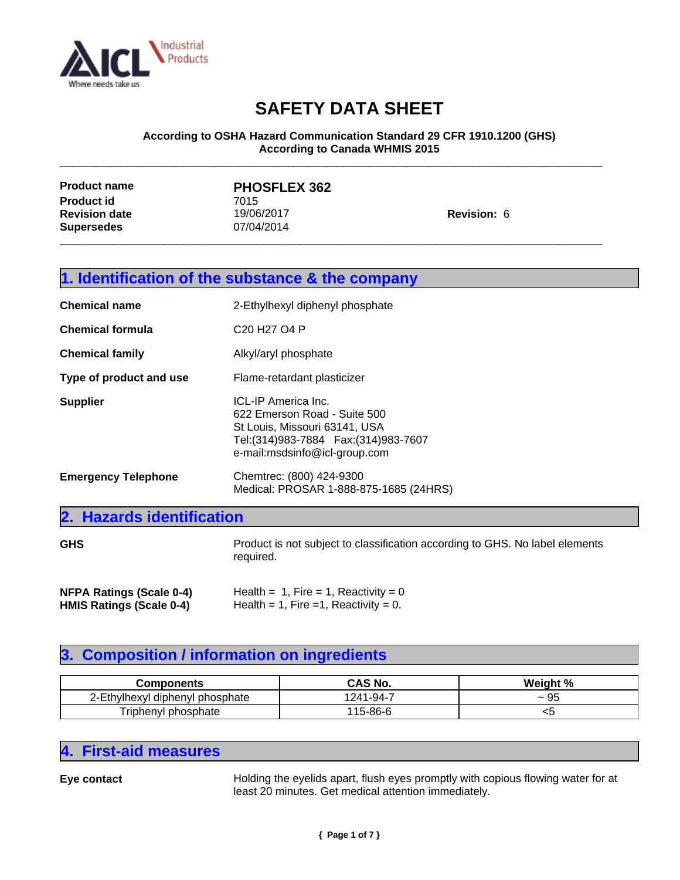ICL Industrial Products
Where needs take us

# SAFETY DATA SHEET

**According to OSHA Hazard Communication Standard 29 CFR 1910.1200 (GHS)**
**According to Canada WHMIS 2015**

| | | |
|---|---|---|
| **Product name** | **PHOSFLEX 362** | |
| **Product id** | 7015 | |
| **Revision date** | 19/06/2017 | **Revision:** 6 |
| **Supersedes** | 07/04/2014 | |

## 1. Identification of the substance & the company

**Chemical name** 2-Ethylhexyl diphenyl phosphate

**Chemical formula** C20 H27 O4 P

**Chemical family** Alkyl/aryl phosphate

**Type of product and use** Flame-retardant plasticizer

**Supplier**
ICL-IP America Inc.
622 Emerson Road - Suite 500
St Louis, Missouri 63141, USA
Tel:(314)983-7884 Fax:(314)983-7607
e-mail:msdsinfo@icl-group.com

**Emergency Telephone**
Chemtrec: (800) 424-9300
Medical: PROSAR 1-888-875-1685 (24HRS)

## 2. Hazards identification

**GHS** Product is not subject to classification according to GHS. No label elements required.

**NFPA Ratings (Scale 0-4)** Health = 1, Fire = 1, Reactivity = 0
**HMIS Ratings (Scale 0-4)** Health = 1, Fire =1, Reactivity = 0.

## 3. Composition / information on ingredients

| Components | CAS No. | Weight % |
|---|---|---|
| 2-Ethylhexyl diphenyl phosphate | 1241-94-7 | ~ 95 |
| Triphenyl phosphate | 115-86-6 | <5 |

## 4. First-aid measures

**Eye contact** Holding the eyelids apart, flush eyes promptly with copious flowing water for at least 20 minutes. Get medical attention immediately.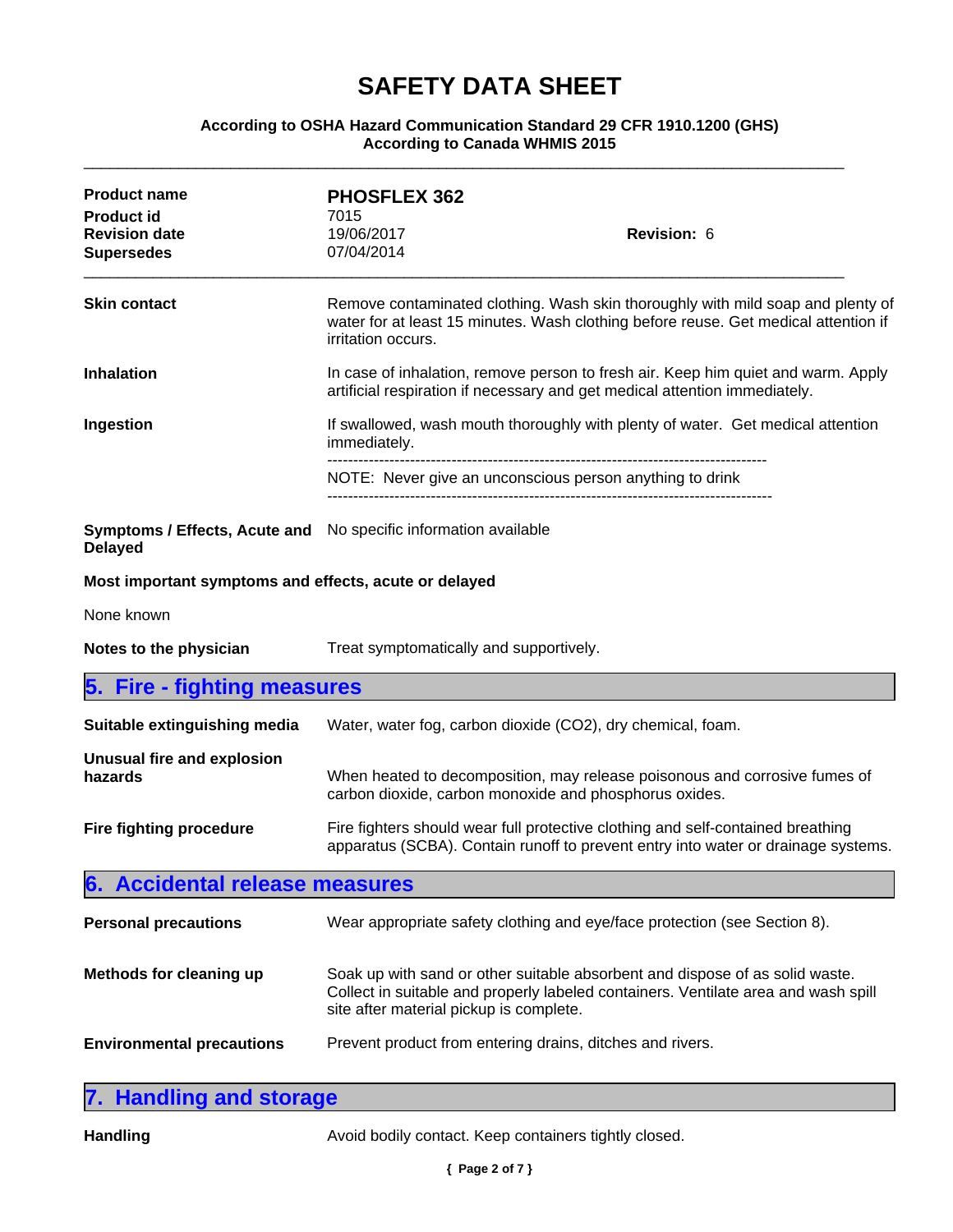# SAFETY DATA SHEET

**According to OSHA Hazard Communication Standard 29 CFR 1910.1200 (GHS)**
**According to Canada WHMIS 2015**

| | | |
|---|---|---|
| **Product name** | **PHOSFLEX 362** | |
| **Product id** | 7015 | |
| **Revision date** | 19/06/2017 | **Revision:** 6 |
| **Supersedes** | 07/04/2014 | |

**Skin contact**
Remove contaminated clothing. Wash skin thoroughly with mild soap and plenty of water for at least 15 minutes. Wash clothing before reuse. Get medical attention if irritation occurs.

**Inhalation**
In case of inhalation, remove person to fresh air. Keep him quiet and warm. Apply artificial respiration if necessary and get medical attention immediately.

**Ingestion**
If swallowed, wash mouth thoroughly with plenty of water. Get medical attention immediately.

---

NOTE: Never give an unconscious person anything to drink

---

**Symptoms / Effects, Acute and Delayed**
No specific information available

**Most important symptoms and effects, acute or delayed**

None known

**Notes to the physician**
Treat symptomatically and supportively.

## 5. Fire - fighting measures

**Suitable extinguishing media**
Water, water fog, carbon dioxide ($CO_2$), dry chemical, foam.

**Unusual fire and explosion hazards**
When heated to decomposition, may release poisonous and corrosive fumes of carbon dioxide, carbon monoxide and phosphorus oxides.

**Fire fighting procedure**
Fire fighters should wear full protective clothing and self-contained breathing apparatus (SCBA). Contain runoff to prevent entry into water or drainage systems.

## 6. Accidental release measures

**Personal precautions**
Wear appropriate safety clothing and eye/face protection (see Section 8).

**Methods for cleaning up**
Soak up with sand or other suitable absorbent and dispose of as solid waste. Collect in suitable and properly labeled containers. Ventilate area and wash spill site after material pickup is complete.

**Environmental precautions**
Prevent product from entering drains, ditches and rivers.

## 7. Handling and storage

**Handling**
Avoid bodily contact. Keep containers tightly closed.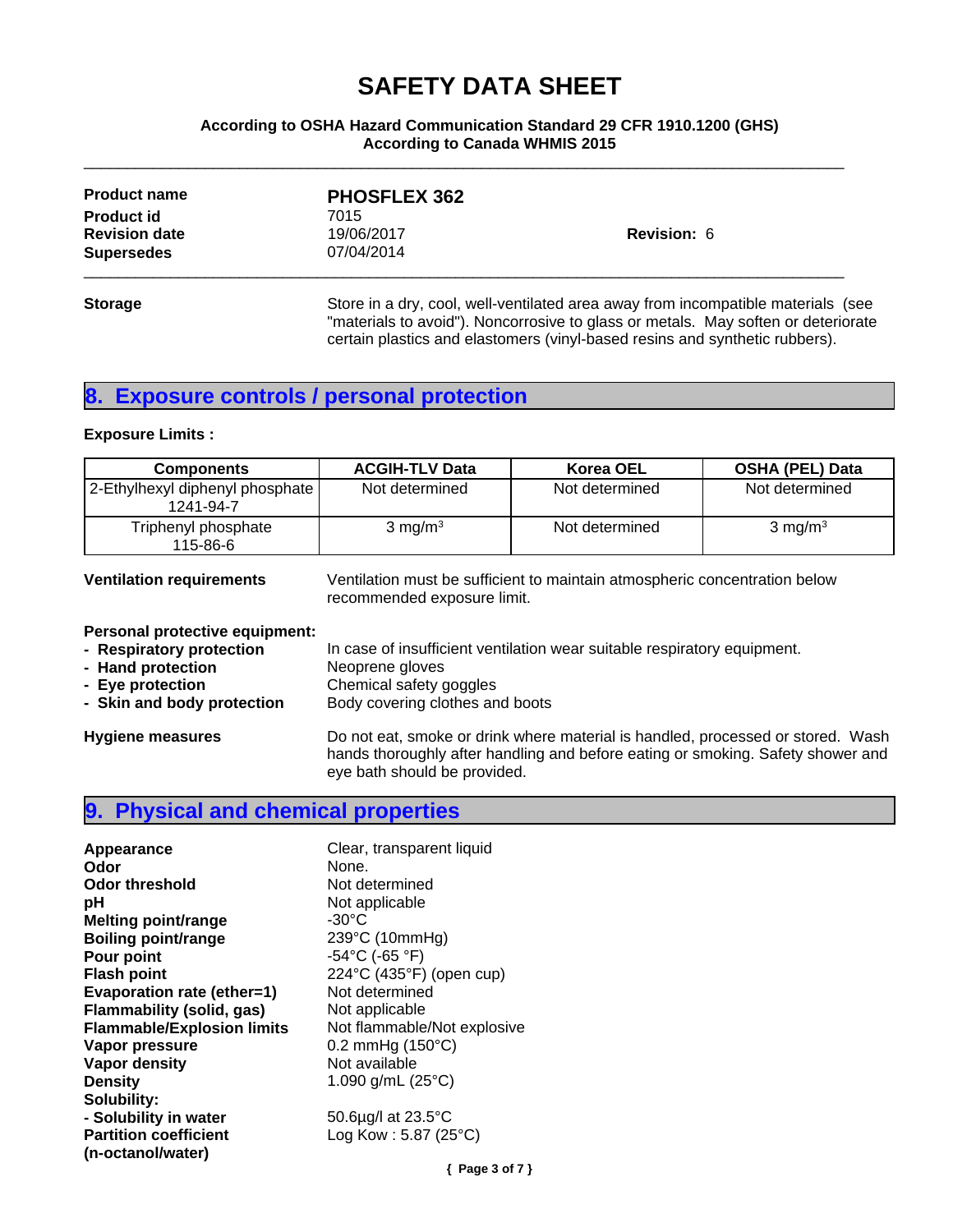# SAFETY DATA SHEET

**According to OSHA Hazard Communication Standard 29 CFR 1910.1200 (GHS)**
**According to Canada WHMIS 2015**

| | | |
|---|---|---|
| **Product name** | **PHOSFLEX 362** | |
| **Product id** | 7015 | |
| **Revision date** | 19/06/2017 | **Revision:** 6 |
| **Supersedes** | 07/04/2014 | |

**Storage**
Store in a dry, cool, well-ventilated area away from incompatible materials (see "materials to avoid"). Noncorrosive to glass or metals. May soften or deteriorate certain plastics and elastomers (vinyl-based resins and synthetic rubbers).

## 8. Exposure controls / personal protection

**Exposure Limits :**

| Components | ACGIH-TLV Data | Korea OEL | OSHA (PEL) Data |
|---|---|---|---|
| 2-Ethylhexyl diphenyl phosphate 1241-94-7 | Not determined | Not determined | Not determined |
| Triphenyl phosphate 115-86-6 | 3 mg/m$^3$ | Not determined | 3 mg/m$^3$ |

**Ventilation requirements**
Ventilation must be sufficient to maintain atmospheric concentration below recommended exposure limit.

**Personal protective equipment:**

- **Respiratory protection**: In case of insufficient ventilation wear suitable respiratory equipment.
- **Hand protection**: Neoprene gloves
- **Eye protection**: Chemical safety goggles
- **Skin and body protection**: Body covering clothes and boots

**Hygiene measures**
Do not eat, smoke or drink where material is handled, processed or stored. Wash hands thoroughly after handling and before eating or smoking. Safety shower and eye bath should be provided.

## 9. Physical and chemical properties

| | |
|---|---|
| **Appearance** | Clear, transparent liquid |
| **Odor** | None. |
| **Odor threshold** | Not determined |
| **pH** | Not applicable |
| **Melting point/range** | -30°C |
| **Boiling point/range** | 239°C (10mmHg) |
| **Pour point** | -54°C (-65 °F) |
| **Flash point** | 224°C (435°F) (open cup) |
| **Evaporation rate (ether=1)** | Not determined |
| **Flammability (solid, gas)** | Not applicable |
| **Flammable/Explosion limits** | Not flammable/Not explosive |
| **Vapor pressure** | 0.2 mmHg (150°C) |
| **Vapor density** | Not available |
| **Density** | 1.090 g/mL (25°C) |
| **Solubility:** | |
| **- Solubility in water** | 50.6µg/l at 23.5°C |
| **Partition coefficient (n-octanol/water)** | Log Kow : 5.87 (25°C) |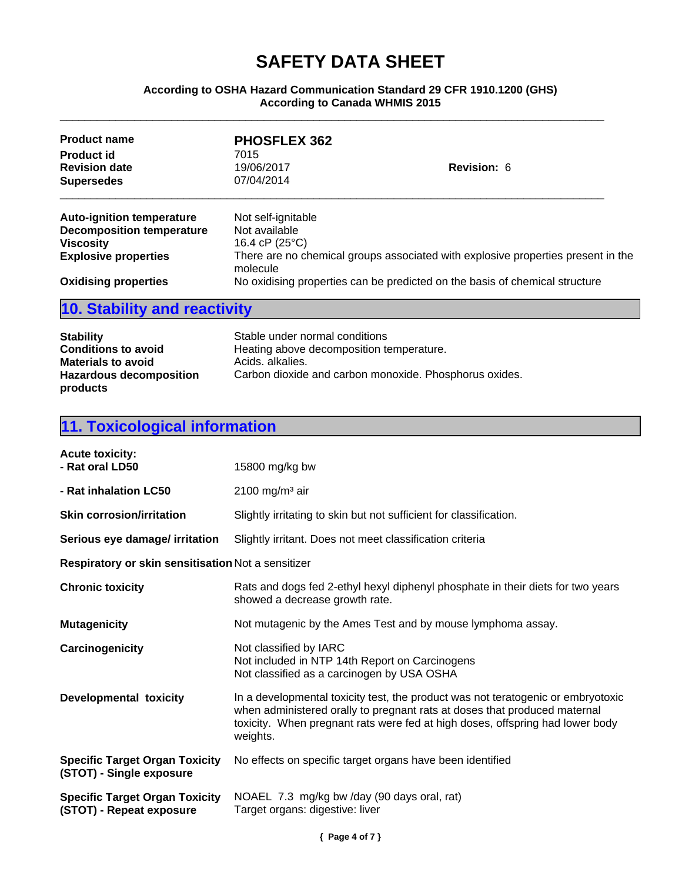# SAFETY DATA SHEET

**According to OSHA Hazard Communication Standard 29 CFR 1910.1200 (GHS)**
**According to Canada WHMIS 2015**

| | | |
|---|---|---|
| **Product name** | **PHOSFLEX 362** | |
| **Product id** | 7015 | |
| **Revision date** | 19/06/2017 | **Revision:** 6 |
| **Supersedes** | 07/04/2014 | |

| | |
|---|---|
| **Auto-ignition temperature** | Not self-ignitable |
| **Decomposition temperature** | Not available |
| **Viscosity** | 16.4 cP (25°C) |
| **Explosive properties** | There are no chemical groups associated with explosive properties present in the molecule |
| **Oxidising properties** | No oxidising properties can be predicted on the basis of chemical structure |

## 10. Stability and reactivity

| | |
|---|---|
| **Stability** | Stable under normal conditions |
| **Conditions to avoid** | Heating above decomposition temperature. |
| **Materials to avoid** | Acids. alkalies. |
| **Hazardous decomposition products** | Carbon dioxide and carbon monoxide. Phosphorus oxides. |

## 11. Toxicological information

**Acute toxicity:**

| | |
|---|---|
| **- Rat oral LD50** | 15800 mg/kg bw |
| **- Rat inhalation LC50** | 2100 mg/m³ air |
| **Skin corrosion/irritation** | Slightly irritating to skin but not sufficient for classification. |
| **Serious eye damage/ irritation** | Slightly irritant. Does not meet classification criteria |
| **Respiratory or skin sensitisation** | Not a sensitizer |
| **Chronic toxicity** | Rats and dogs fed 2-ethyl hexyl diphenyl phosphate in their diets for two years showed a decrease growth rate. |
| **Mutagenicity** | Not mutagenic by the Ames Test and by mouse lymphoma assay. |
| **Carcinogenicity** | Not classified by IARC<br>Not included in NTP 14th Report on Carcinogens<br>Not classified as a carcinogen by USA OSHA |
| **Developmental toxicity** | In a developmental toxicity test, the product was not teratogenic or embryotoxic when administered orally to pregnant rats at doses that produced maternal toxicity. When pregnant rats were fed at high doses, offspring had lower body weights. |
| **Specific Target Organ Toxicity (STOT) - Single exposure** | No effects on specific target organs have been identified |
| **Specific Target Organ Toxicity (STOT) - Repeat exposure** | NOAEL 7.3 mg/kg bw /day (90 days oral, rat)<br>Target organs: digestive: liver |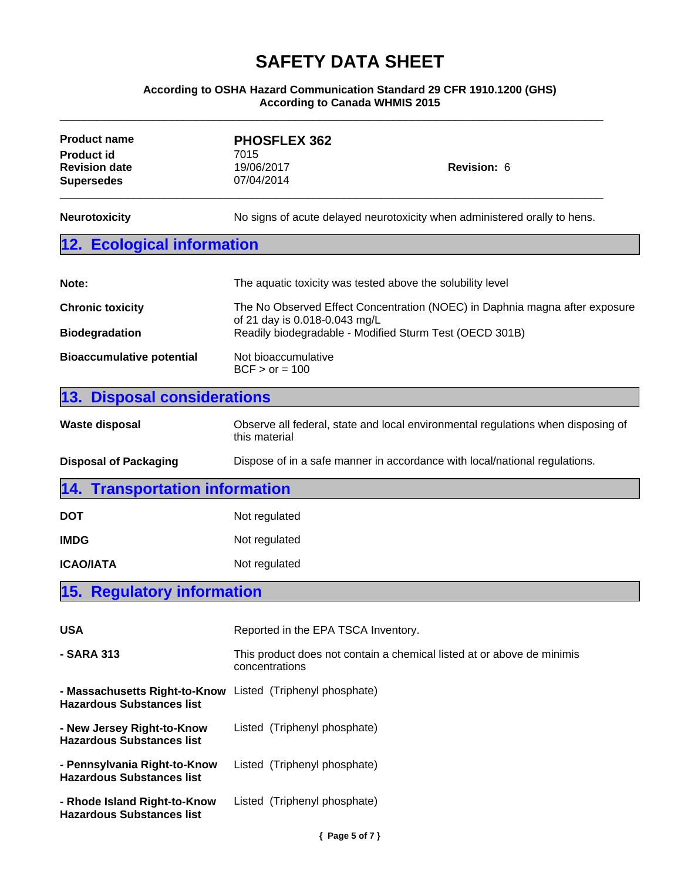| | | |
|---|---|---|
| **Product name** | **PHOSFLEX 362** | |
| **Product id** | 7015 | |
| **Revision date** | 19/06/2017 | **Revision:** 6 |
| **Supersedes** | 07/04/2014 | |

| | |
|---|---|
| **Neurotoxicity** | No signs of acute delayed neurotoxicity when administered orally to hens. |

## 12. Ecological information

| | |
|---|---|
| **Note:** | The aquatic toxicity was tested above the solubility level |
| **Chronic toxicity** | The No Observed Effect Concentration (NOEC) in Daphnia magna after exposure of 21 day is 0.018-0.043 mg/L |
| **Biodegradation** | Readily biodegradable - Modified Sturm Test (OECD 301B) |
| **Bioaccumulative potential** | Not bioaccumulative<br>BCF > or = 100 |

## 13. Disposal considerations

| | |
|---|---|
| **Waste disposal** | Observe all federal, state and local environmental regulations when disposing of this material |
| **Disposal of Packaging** | Dispose of in a safe manner in accordance with local/national regulations. |

## 14. Transportation information

| | |
|---|---|
| **DOT** | Not regulated |
| **IMDG** | Not regulated |
| **ICAO/IATA** | Not regulated |

## 15. Regulatory information

| | |
|---|---|
| **USA** | Reported in the EPA TSCA Inventory. |
| **- SARA 313** | This product does not contain a chemical listed at or above de minimis concentrations |
| **- Massachusetts Right-to-Know Hazardous Substances list** | Listed (Triphenyl phosphate) |
| **- New Jersey Right-to-Know Hazardous Substances list** | Listed (Triphenyl phosphate) |
| **- Pennsylvania Right-to-Know Hazardous Substances list** | Listed (Triphenyl phosphate) |
| **- Rhode Island Right-to-Know Hazardous Substances list** | Listed (Triphenyl phosphate) |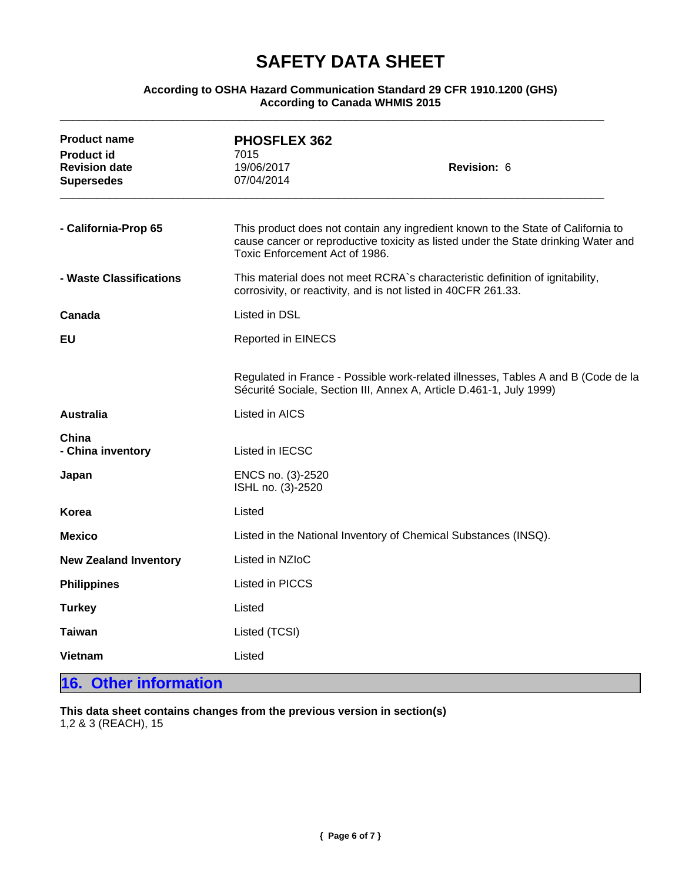# SAFETY DATA SHEET

**According to OSHA Hazard Communication Standard 29 CFR 1910.1200 (GHS)**
**According to Canada WHMIS 2015**

| | | |
|---|---|---|
| **Product name** | **PHOSFLEX 362** | |
| **Product id** | 7015 | |
| **Revision date** | 19/06/2017 | **Revision:** 6 |
| **Supersedes** | 07/04/2014 | |

**- California-Prop 65**
This product does not contain any ingredient known to the State of California to cause cancer or reproductive toxicity as listed under the State drinking Water and Toxic Enforcement Act of 1986.

**- Waste Classifications**
This material does not meet RCRA`s characteristic definition of ignitability, corrosivity, or reactivity, and is not listed in 40CFR 261.33.

**Canada**
Listed in DSL

**EU**
Reported in EINECS

Regulated in France - Possible work-related illnesses, Tables A and B (Code de la Sécurité Sociale, Section III, Annex A, Article D.461-1, July 1999)

**Australia**
Listed in AICS

**China**
**- China inventory**
Listed in IECSC

**Japan**
ENCS no. (3)-2520
ISHL no. (3)-2520

**Korea**
Listed

**Mexico**
Listed in the National Inventory of Chemical Substances (INSQ).

**New Zealand Inventory**
Listed in NZIoC

**Philippines**
Listed in PICCS

**Turkey**
Listed

**Taiwan**
Listed (TCSI)

**Vietnam**
Listed

## 16. Other information

**This data sheet contains changes from the previous version in section(s)**
1,2 & 3 (REACH), 15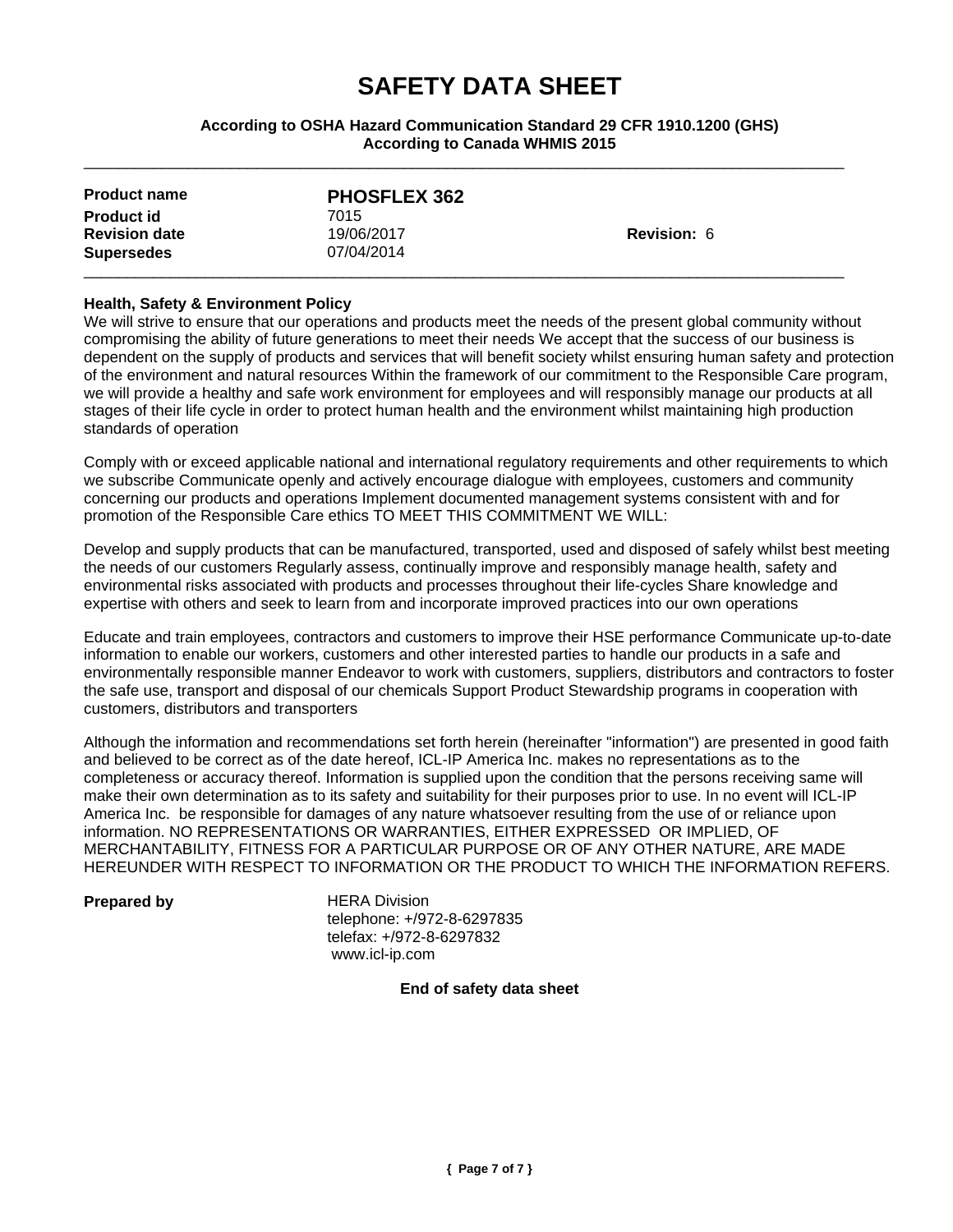# SAFETY DATA SHEET

**According to OSHA Hazard Communication Standard 29 CFR 1910.1200 (GHS)**
**According to Canada WHMIS 2015**

---

| | | |
|---|---|---|
| **Product name** | **PHOSFLEX 362** | |
| **Product id** | 7015 | |
| **Revision date** | 19/06/2017 | **Revision:** 6 |
| **Supersedes** | 07/04/2014 | |

---

**Health, Safety & Environment Policy**

We will strive to ensure that our operations and products meet the needs of the present global community without compromising the ability of future generations to meet their needs We accept that the success of our business is dependent on the supply of products and services that will benefit society whilst ensuring human safety and protection of the environment and natural resources Within the framework of our commitment to the Responsible Care program, we will provide a healthy and safe work environment for employees and will responsibly manage our products at all stages of their life cycle in order to protect human health and the environment whilst maintaining high production standards of operation

Comply with or exceed applicable national and international regulatory requirements and other requirements to which we subscribe Communicate openly and actively encourage dialogue with employees, customers and community concerning our products and operations Implement documented management systems consistent with and for promotion of the Responsible Care ethics TO MEET THIS COMMITMENT WE WILL:

Develop and supply products that can be manufactured, transported, used and disposed of safely whilst best meeting the needs of our customers Regularly assess, continually improve and responsibly manage health, safety and environmental risks associated with products and processes throughout their life-cycles Share knowledge and expertise with others and seek to learn from and incorporate improved practices into our own operations

Educate and train employees, contractors and customers to improve their HSE performance Communicate up-to-date information to enable our workers, customers and other interested parties to handle our products in a safe and environmentally responsible manner Endeavor to work with customers, suppliers, distributors and contractors to foster the safe use, transport and disposal of our chemicals Support Product Stewardship programs in cooperation with customers, distributors and transporters

Although the information and recommendations set forth herein (hereinafter "information") are presented in good faith and believed to be correct as of the date hereof, ICL-IP America Inc. makes no representations as to the completeness or accuracy thereof. Information is supplied upon the condition that the persons receiving same will make their own determination as to its safety and suitability for their purposes prior to use. In no event will ICL-IP America Inc. be responsible for damages of any nature whatsoever resulting from the use of or reliance upon information. NO REPRESENTATIONS OR WARRANTIES, EITHER EXPRESSED OR IMPLIED, OF MERCHANTABILITY, FITNESS FOR A PARTICULAR PURPOSE OR OF ANY OTHER NATURE, ARE MADE HEREUNDER WITH RESPECT TO INFORMATION OR THE PRODUCT TO WHICH THE INFORMATION REFERS.

**Prepared by**

HERA Division
telephone: +/972-8-6297835
telefax: +/972-8-6297832
www.icl-ip.com

**End of safety data sheet**